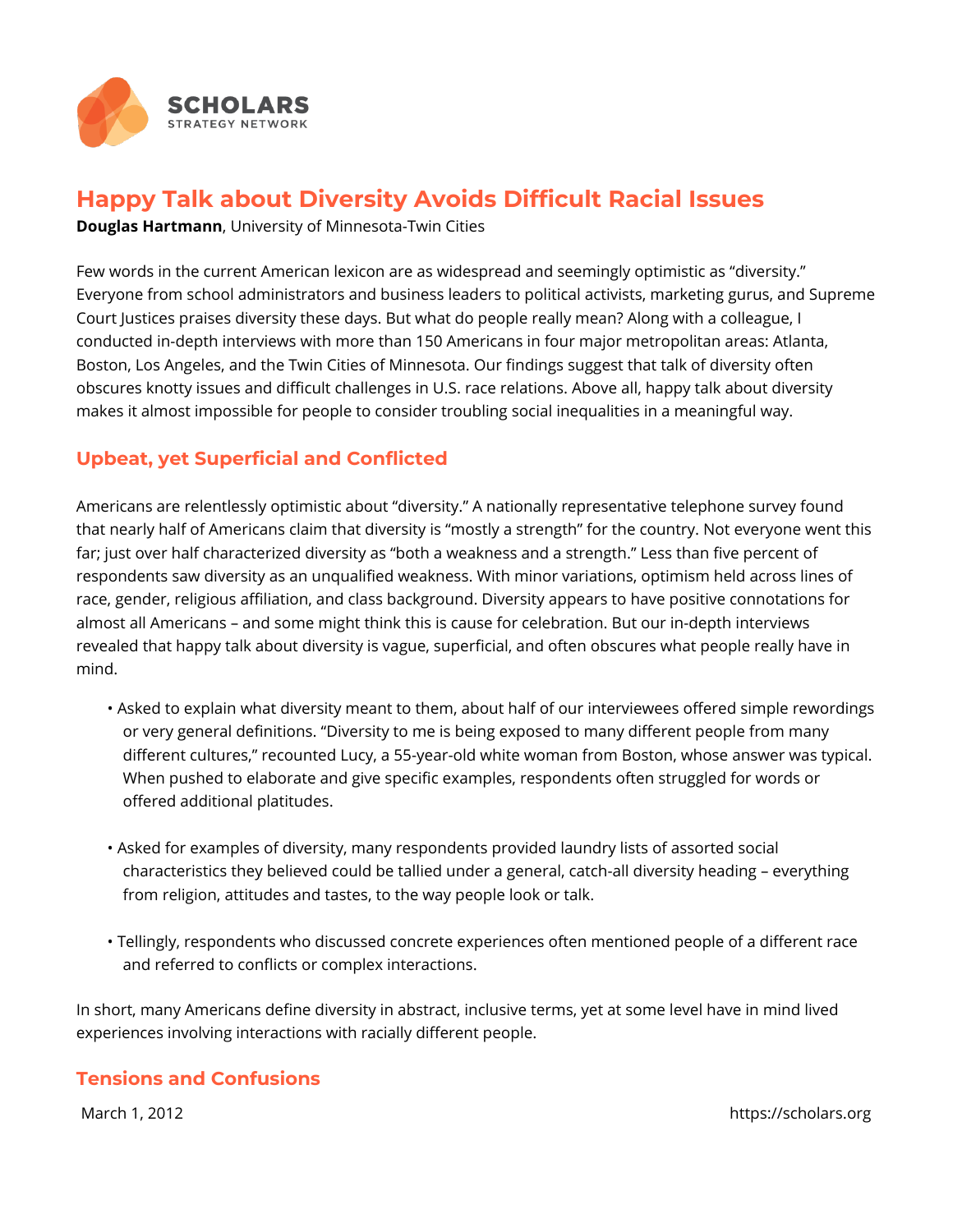SCHOLARS
STRATEGY NETWORK

# Happy Talk about Diversity Avoids Difficult Racial Issues

**Douglas Hartmann**, University of Minnesota-Twin Cities

Few words in the current American lexicon are as widespread and seemingly optimistic as “diversity.” Everyone from school administrators and business leaders to political activists, marketing gurus, and Supreme Court Justices praises diversity these days. But what do people really mean? Along with a colleague, I conducted in-depth interviews with more than 150 Americans in four major metropolitan areas: Atlanta, Boston, Los Angeles, and the Twin Cities of Minnesota. Our findings suggest that talk of diversity often obscures knotty issues and difficult challenges in U.S. race relations. Above all, happy talk about diversity makes it almost impossible for people to consider troubling social inequalities in a meaningful way.

## Upbeat, yet Superficial and Conflicted

Americans are relentlessly optimistic about “diversity.” A nationally representative telephone survey found that nearly half of Americans claim that diversity is “mostly a strength” for the country. Not everyone went this far; just over half characterized diversity as “both a weakness and a strength.” Less than five percent of respondents saw diversity as an unqualified weakness. With minor variations, optimism held across lines of race, gender, religious affiliation, and class background. Diversity appears to have positive connotations for almost all Americans – and some might think this is cause for celebration. But our in-depth interviews revealed that happy talk about diversity is vague, superficial, and often obscures what people really have in mind.

- Asked to explain what diversity meant to them, about half of our interviewees offered simple rewordings or very general definitions. “Diversity to me is being exposed to many different people from many different cultures,” recounted Lucy, a 55-year-old white woman from Boston, whose answer was typical. When pushed to elaborate and give specific examples, respondents often struggled for words or offered additional platitudes.

- Asked for examples of diversity, many respondents provided laundry lists of assorted social characteristics they believed could be tallied under a general, catch-all diversity heading – everything from religion, attitudes and tastes, to the way people look or talk.

- Tellingly, respondents who discussed concrete experiences often mentioned people of a different race and referred to conflicts or complex interactions.

In short, many Americans define diversity in abstract, inclusive terms, yet at some level have in mind lived experiences involving interactions with racially different people.

## Tensions and Confusions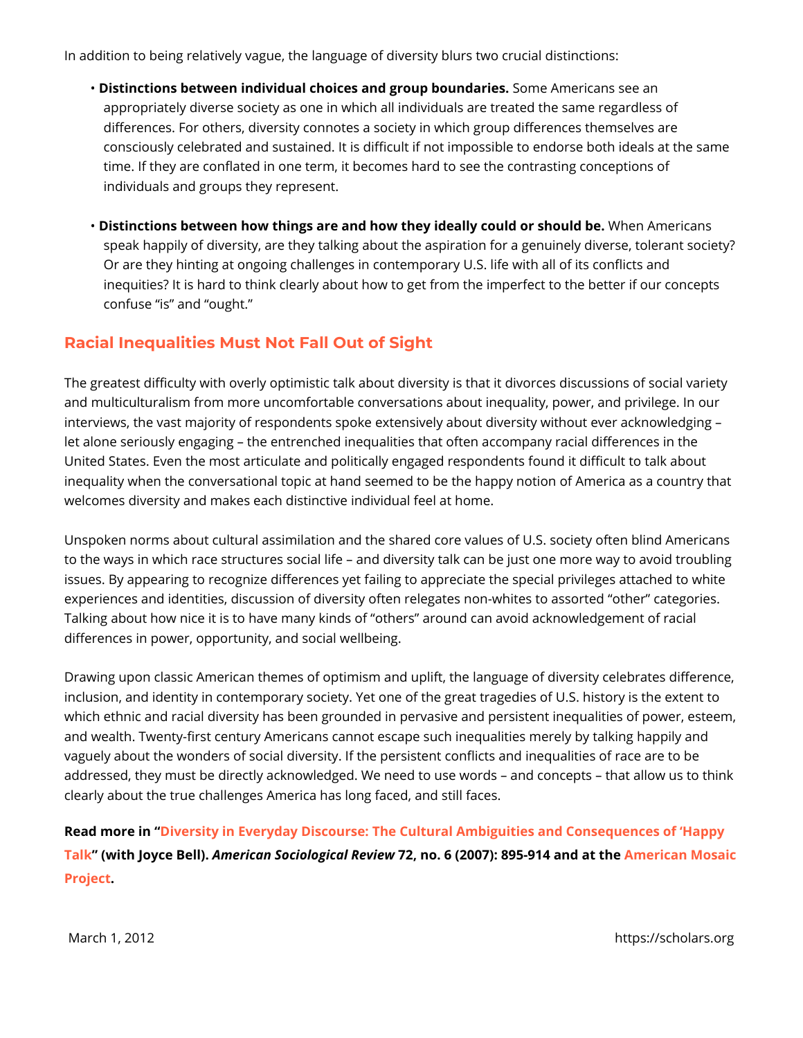In addition to being relatively vague, the language of diversity blurs two crucial distinctions:

- **Distinctions between individual choices and group boundaries.** Some Americans see an appropriately diverse society as one in which all individuals are treated the same regardless of differences. For others, diversity connotes a society in which group differences themselves are consciously celebrated and sustained. It is difficult if not impossible to endorse both ideals at the same time. If they are conflated in one term, it becomes hard to see the contrasting conceptions of individuals and groups they represent.

- **Distinctions between how things are and how they ideally could or should be.** When Americans speak happily of diversity, are they talking about the aspiration for a genuinely diverse, tolerant society? Or are they hinting at ongoing challenges in contemporary U.S. life with all of its conflicts and inequities? It is hard to think clearly about how to get from the imperfect to the better if our concepts confuse "is" and "ought."

## Racial Inequalities Must Not Fall Out of Sight

The greatest difficulty with overly optimistic talk about diversity is that it divorces discussions of social variety and multiculturalism from more uncomfortable conversations about inequality, power, and privilege. In our interviews, the vast majority of respondents spoke extensively about diversity without ever acknowledging – let alone seriously engaging – the entrenched inequalities that often accompany racial differences in the United States. Even the most articulate and politically engaged respondents found it difficult to talk about inequality when the conversational topic at hand seemed to be the happy notion of America as a country that welcomes diversity and makes each distinctive individual feel at home.

Unspoken norms about cultural assimilation and the shared core values of U.S. society often blind Americans to the ways in which race structures social life – and diversity talk can be just one more way to avoid troubling issues. By appearing to recognize differences yet failing to appreciate the special privileges attached to white experiences and identities, discussion of diversity often relegates non-whites to assorted "other" categories. Talking about how nice it is to have many kinds of "others" around can avoid acknowledgement of racial differences in power, opportunity, and social wellbeing.

Drawing upon classic American themes of optimism and uplift, the language of diversity celebrates difference, inclusion, and identity in contemporary society. Yet one of the great tragedies of U.S. history is the extent to which ethnic and racial diversity has been grounded in pervasive and persistent inequalities of power, esteem, and wealth. Twenty-first century Americans cannot escape such inequalities merely by talking happily and vaguely about the wonders of social diversity. If the persistent conflicts and inequalities of race are to be addressed, they must be directly acknowledged. We need to use words – and concepts – that allow us to think clearly about the true challenges America has long faced, and still faces.

**Read more in "Diversity in Everyday Discourse: The Cultural Ambiguities and Consequences of 'Happy Talk'" (with Joyce Bell).** ***American Sociological Review*** **72, no. 6 (2007): 895-914 and at the American Mosaic Project.**

March 1, 2012